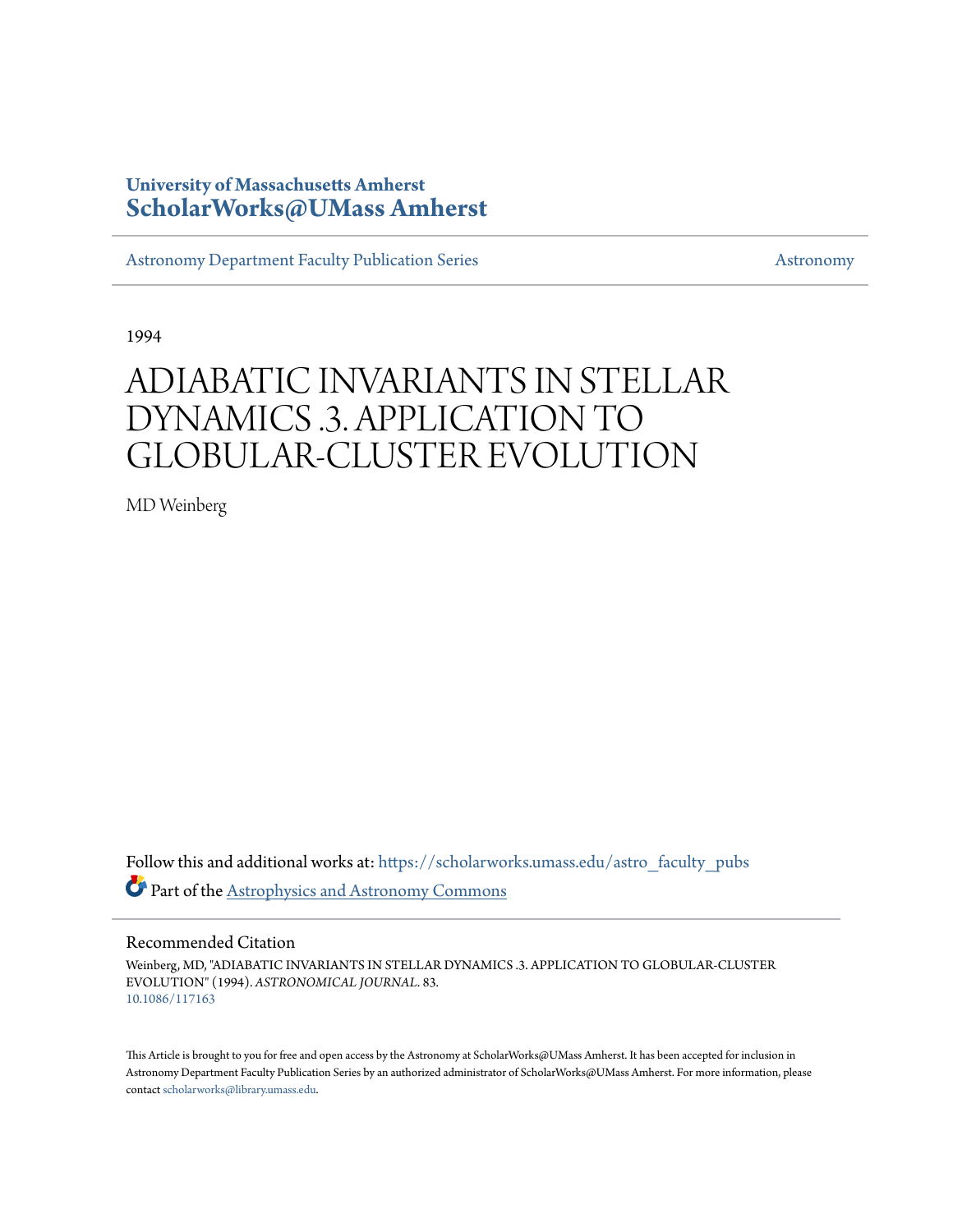University of Massachusetts Amherst
**ScholarWorks@UMass Amherst**

Astronomy Department Faculty Publication Series | Astronomy

1994

# ADIABATIC INVARIANTS IN STELLAR DYNAMICS .3. APPLICATION TO GLOBULAR-CLUSTER EVOLUTION

MD Weinberg

Follow this and additional works at: https://scholarworks.umass.edu/astro_faculty_pubs

Part of the Astrophysics and Astronomy Commons

## Recommended Citation

Weinberg, MD, "ADIABATIC INVARIANTS IN STELLAR DYNAMICS .3. APPLICATION TO GLOBULAR-CLUSTER EVOLUTION" (1994). *ASTRONOMICAL JOURNAL*. 83.
10.1086/117163

This Article is brought to you for free and open access by the Astronomy at ScholarWorks@UMass Amherst. It has been accepted for inclusion in Astronomy Department Faculty Publication Series by an authorized administrator of ScholarWorks@UMass Amherst. For more information, please contact scholarworks@library.umass.edu.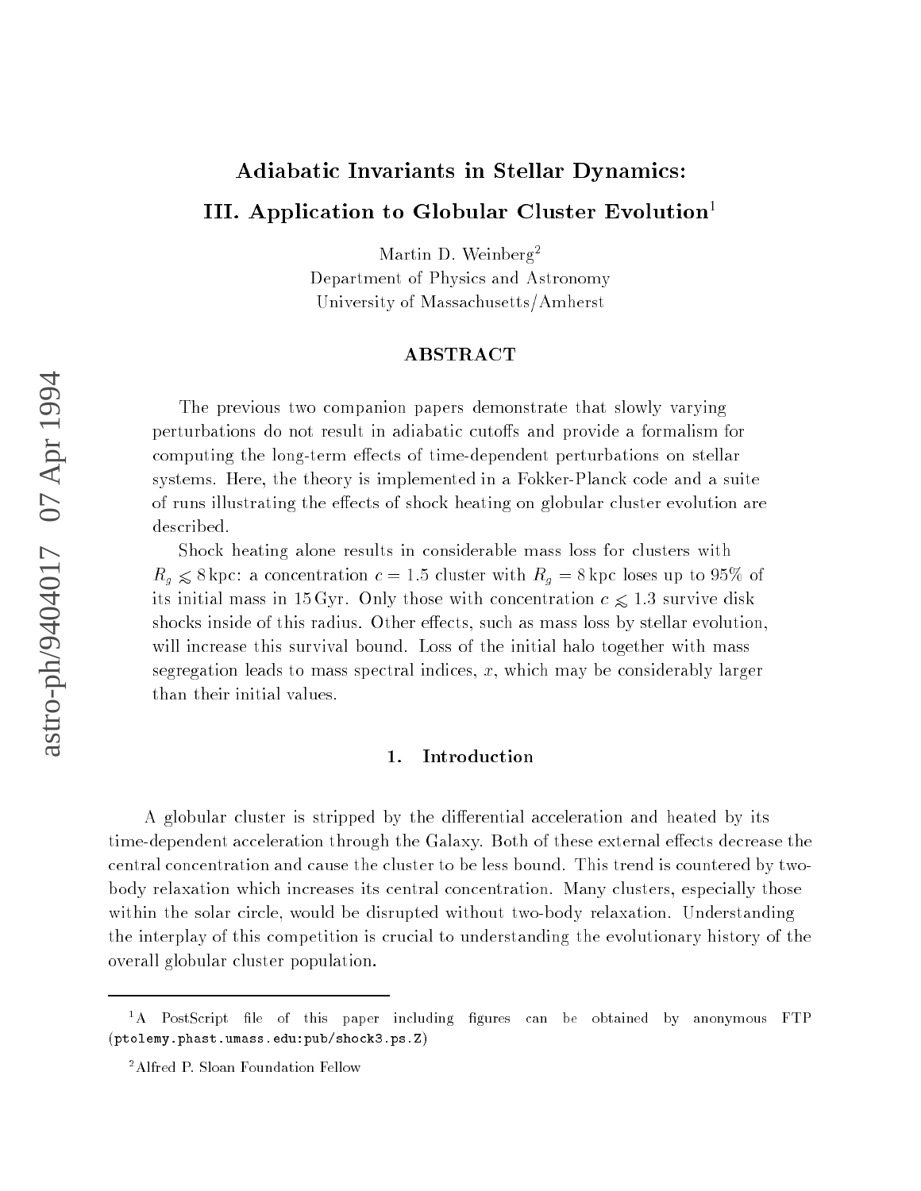# Adiabatic Invariants in Stellar Dynamics:

# III. Application to Globular Cluster Evolution[1]

Martin D. Weinberg[2]
Department of Physics and Astronomy
University of Massachusetts/Amherst

## ABSTRACT

The previous two companion papers demonstrate that slowly varying perturbations do not result in adiabatic cutoffs and provide a formalism for computing the long-term effects of time-dependent perturbations on stellar systems. Here, the theory is implemented in a Fokker-Planck code and a suite of runs illustrating the effects of shock heating on globular cluster evolution are described.

Shock heating alone results in considerable mass loss for clusters with $R_g \lesssim 8\,\mathrm{kpc}$: a concentration $c = 1.5$ cluster with $R_g = 8\,\mathrm{kpc}$ loses up to 95% of its initial mass in 15 Gyr. Only those with concentration $c \lesssim 1.3$ survive disk shocks inside of this radius. Other effects, such as mass loss by stellar evolution, will increase this survival bound. Loss of the initial halo together with mass segregation leads to mass spectral indices, $x$, which may be considerably larger than their initial values.

## 1. Introduction

A globular cluster is stripped by the differential acceleration and heated by its time-dependent acceleration through the Galaxy. Both of these external effects decrease the central concentration and cause the cluster to be less bound. This trend is countered by two-body relaxation which increases its central concentration. Many clusters, especially those within the solar circle, would be disrupted without two-body relaxation. Understanding the interplay of this competition is crucial to understanding the evolutionary history of the overall globular cluster population.

---

[1] A PostScript file of this paper including figures can be obtained by anonymous FTP (`ptolemy.phast.umass.edu:pub/shock3.ps.Z`)

[2] Alfred P. Sloan Foundation Fellow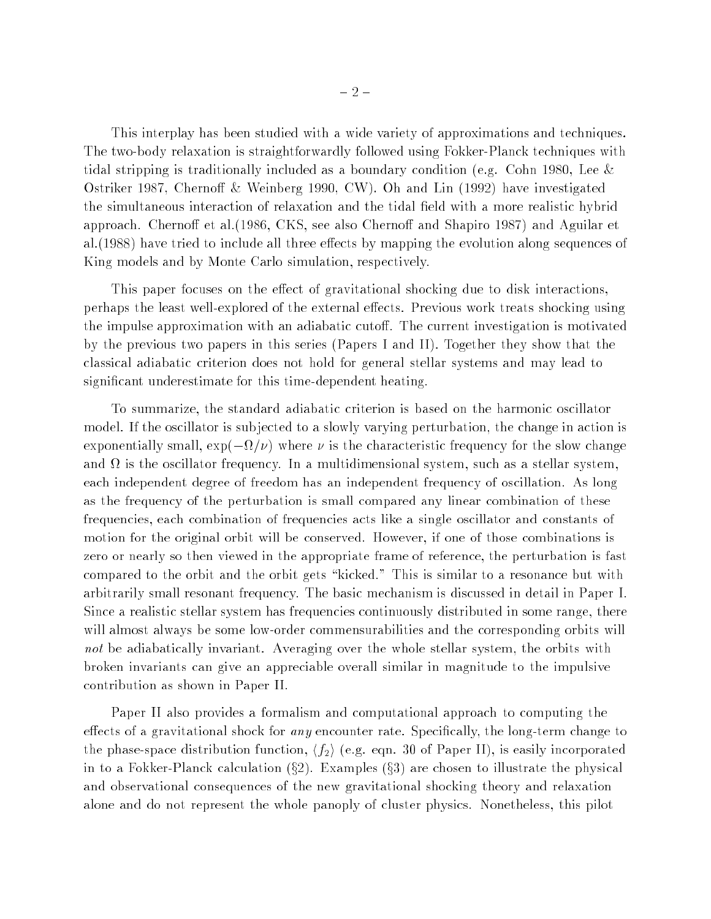This interplay has been studied with a wide variety of approximations and techniques. The two-body relaxation is straightforwardly followed using Fokker-Planck techniques with tidal stripping is traditionally included as a boundary condition (e.g. Cohn 1980, Lee & Ostriker 1987, Chernoff & Weinberg 1990, CW). Oh and Lin (1992) have investigated the simultaneous interaction of relaxation and the tidal field with a more realistic hybrid approach. Chernoff et al.(1986, CKS, see also Chernoff and Shapiro 1987) and Aguilar et al.(1988) have tried to include all three effects by mapping the evolution along sequences of King models and by Monte Carlo simulation, respectively.

This paper focuses on the effect of gravitational shocking due to disk interactions, perhaps the least well-explored of the external effects. Previous work treats shocking using the impulse approximation with an adiabatic cutoff. The current investigation is motivated by the previous two papers in this series (Papers I and II). Together they show that the classical adiabatic criterion does not hold for general stellar systems and may lead to significant underestimate for this time-dependent heating.

To summarize, the standard adiabatic criterion is based on the harmonic oscillator model. If the oscillator is subjected to a slowly varying perturbation, the change in action is exponentially small, $\exp(-\Omega/\nu)$ where $\nu$ is the characteristic frequency for the slow change and $\Omega$ is the oscillator frequency. In a multidimensional system, such as a stellar system, each independent degree of freedom has an independent frequency of oscillation. As long as the frequency of the perturbation is small compared any linear combination of these frequencies, each combination of frequencies acts like a single oscillator and constants of motion for the original orbit will be conserved. However, if one of those combinations is zero or nearly so then viewed in the appropriate frame of reference, the perturbation is fast compared to the orbit and the orbit gets "kicked." This is similar to a resonance but with arbitrarily small resonant frequency. The basic mechanism is discussed in detail in Paper I. Since a realistic stellar system has frequencies continuously distributed in some range, there will almost always be some low-order commensurabilities and the corresponding orbits will *not* be adiabatically invariant. Averaging over the whole stellar system, the orbits with broken invariants can give an appreciable overall similar in magnitude to the impulsive contribution as shown in Paper II.

Paper II also provides a formalism and computational approach to computing the effects of a gravitational shock for *any* encounter rate. Specifically, the long-term change to the phase-space distribution function, $\langle f_2 \rangle$ (e.g. eqn. 30 of Paper II), is easily incorporated in to a Fokker-Planck calculation (§2). Examples (§3) are chosen to illustrate the physical and observational consequences of the new gravitational shocking theory and relaxation alone and do not represent the whole panoply of cluster physics. Nonetheless, this pilot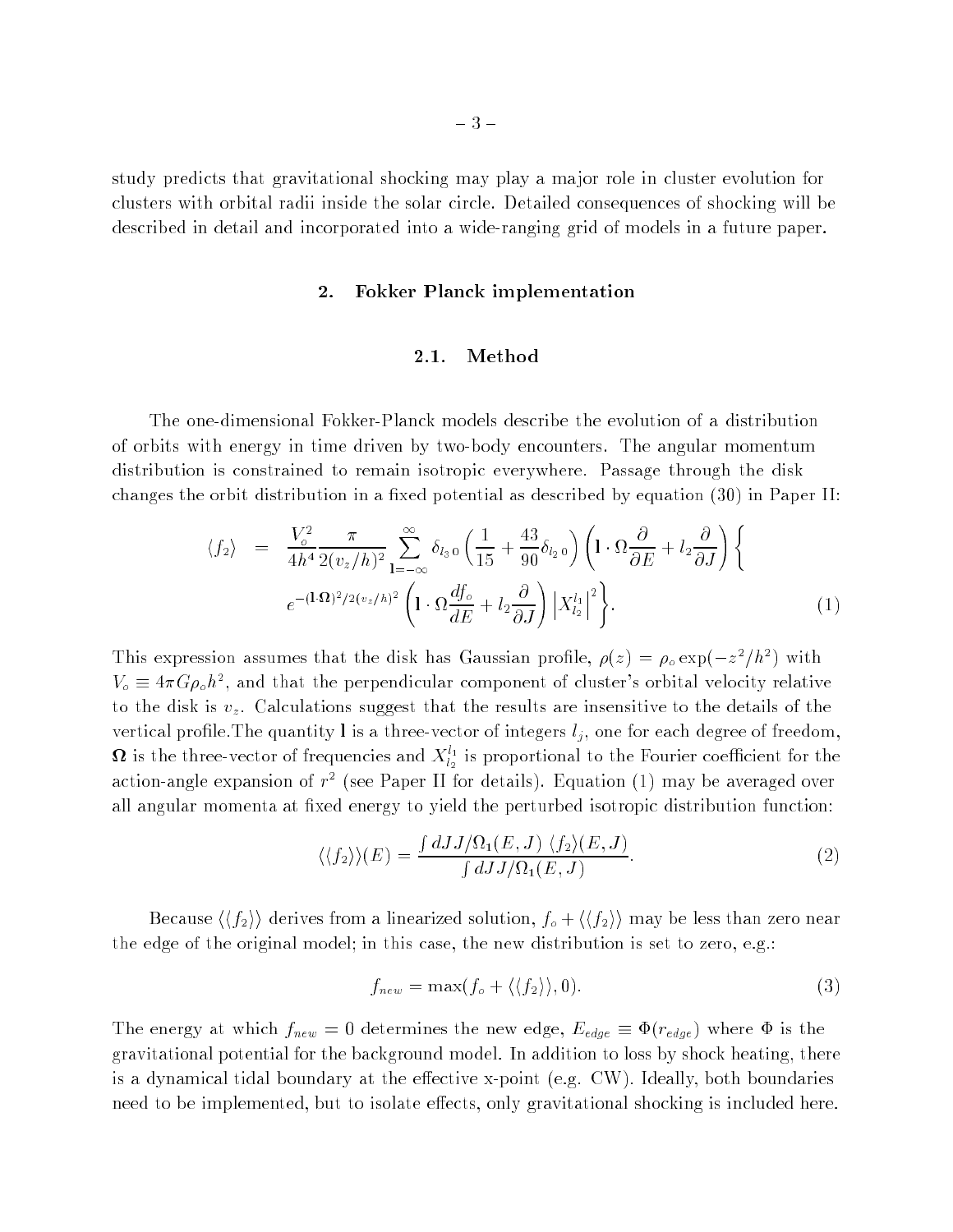study predicts that gravitational shocking may play a major role in cluster evolution for clusters with orbital radii inside the solar circle. Detailed consequences of shocking will be described in detail and incorporated into a wide-ranging grid of models in a future paper.

## 2. Fokker Planck implementation

### 2.1. Method

The one-dimensional Fokker-Planck models describe the evolution of a distribution of orbits with energy in time driven by two-body encounters. The angular momentum distribution is constrained to remain isotropic everywhere. Passage through the disk changes the orbit distribution in a fixed potential as described by equation (30) in Paper II:

$$\begin{aligned}\langle f_2 \rangle &= \frac{V_o^2}{4h^4} \frac{\pi}{2(v_z/h)^2} \sum_{\mathbf{l}=-\infty}^{\infty} \delta_{l_3\,0} \left( \frac{1}{15} + \frac{43}{90}\delta_{l_2\,0} \right) \left( \mathbf{l} \cdot \Omega \frac{\partial}{\partial E} + l_2 \frac{\partial}{\partial J} \right) \Bigg\{ \\ & e^{-(\mathbf{l}\cdot\mathbf{\Omega})^2/2(v_z/h)^2} \left( \mathbf{l} \cdot \Omega \frac{df_o}{dE} + l_2 \frac{\partial}{\partial J} \right) \left| X_{l_2}^{l_1} \right|^2 \Bigg\}. \end{aligned} \tag{1}$$

This expression assumes that the disk has Gaussian profile, $\rho(z) = \rho_o \exp(-z^2/h^2)$ with $V_o \equiv 4\pi G \rho_o h^2$, and that the perpendicular component of cluster's orbital velocity relative to the disk is $v_z$. Calculations suggest that the results are insensitive to the details of the vertical profile.The quantity $\mathbf{l}$ is a three-vector of integers $l_j$, one for each degree of freedom, $\mathbf{\Omega}$ is the three-vector of frequencies and $X_{l_2}^{l_1}$ is proportional to the Fourier coefficient for the action-angle expansion of $r^2$ (see Paper II for details). Equation (1) may be averaged over all angular momenta at fixed energy to yield the perturbed isotropic distribution function:

$$\langle\langle f_2 \rangle\rangle(E) = \frac{\int dJ J/\Omega_1(E,J)\, \langle f_2 \rangle(E,J)}{\int dJ J/\Omega_1(E,J)}. \tag{2}$$

Because $\langle\langle f_2 \rangle\rangle$ derives from a linearized solution, $f_o + \langle\langle f_2 \rangle\rangle$ may be less than zero near the edge of the original model; in this case, the new distribution is set to zero, e.g.:

$$f_{new} = \max(f_o + \langle\langle f_2 \rangle\rangle, 0). \tag{3}$$

The energy at which $f_{new} = 0$ determines the new edge, $E_{edge} \equiv \Phi(r_{edge})$ where $\Phi$ is the gravitational potential for the background model. In addition to loss by shock heating, there is a dynamical tidal boundary at the effective x-point (e.g. CW). Ideally, both boundaries need to be implemented, but to isolate effects, only gravitational shocking is included here.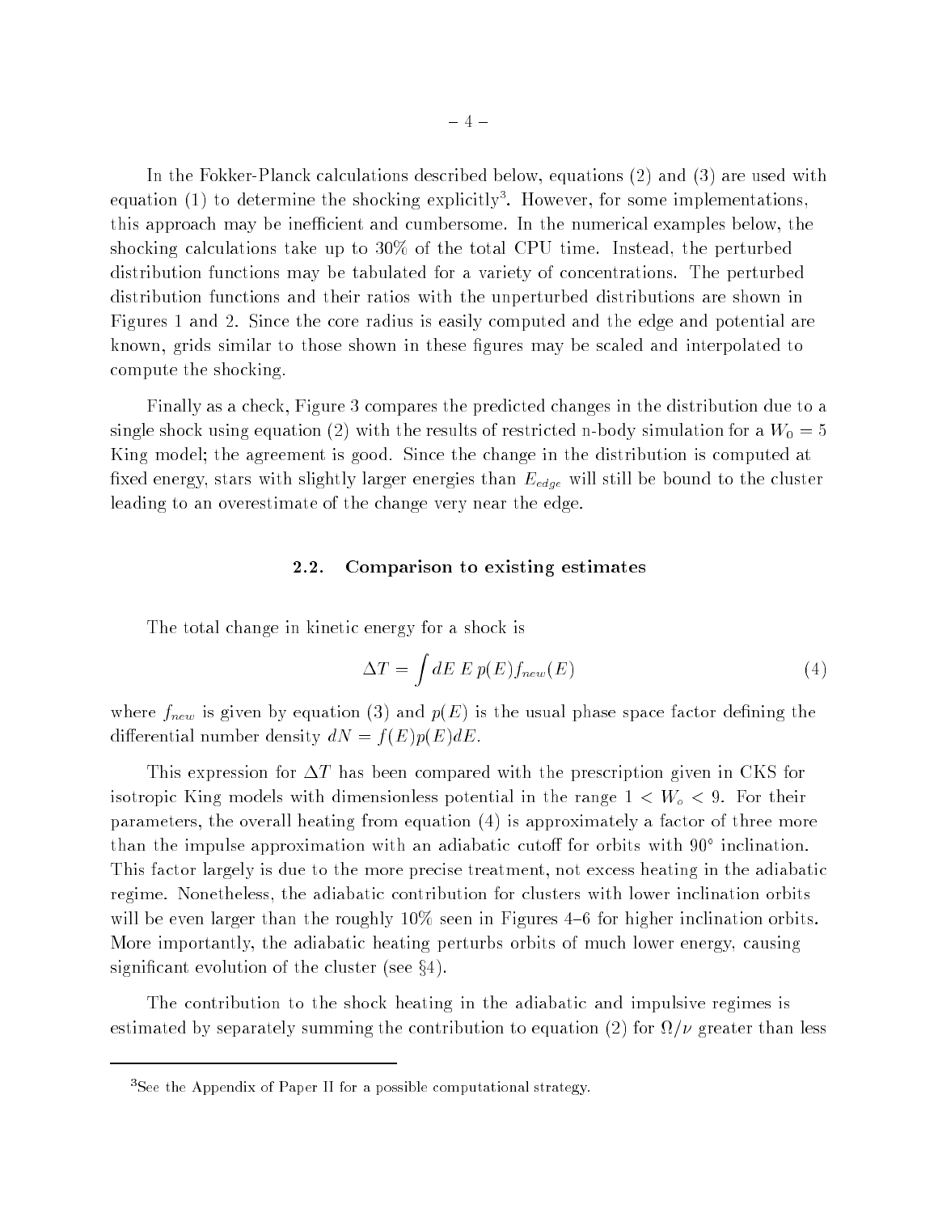In the Fokker-Planck calculations described below, equations (2) and (3) are used with equation (1) to determine the shocking explicitly[3]. However, for some implementations, this approach may be inefficient and cumbersome. In the numerical examples below, the shocking calculations take up to 30% of the total CPU time. Instead, the perturbed distribution functions may be tabulated for a variety of concentrations. The perturbed distribution functions and their ratios with the unperturbed distributions are shown in Figures 1 and 2. Since the core radius is easily computed and the edge and potential are known, grids similar to those shown in these figures may be scaled and interpolated to compute the shocking.

Finally as a check, Figure 3 compares the predicted changes in the distribution due to a single shock using equation (2) with the results of restricted n-body simulation for a $W_0 = 5$ King model; the agreement is good. Since the change in the distribution is computed at fixed energy, stars with slightly larger energies than $E_{edge}$ will still be bound to the cluster leading to an overestimate of the change very near the edge.

### 2.2. Comparison to existing estimates

The total change in kinetic energy for a shock is

$$\Delta T = \int dE\, E\, p(E) f_{new}(E) \tag{4}$$

where $f_{new}$ is given by equation (3) and $p(E)$ is the usual phase space factor defining the differential number density $dN = f(E)p(E)dE$.

This expression for $\Delta T$ has been compared with the prescription given in CKS for isotropic King models with dimensionless potential in the range $1 < W_o < 9$. For their parameters, the overall heating from equation (4) is approximately a factor of three more than the impulse approximation with an adiabatic cutoff for orbits with $90^\circ$ inclination. This factor largely is due to the more precise treatment, not excess heating in the adiabatic regime. Nonetheless, the adiabatic contribution for clusters with lower inclination orbits will be even larger than the roughly 10% seen in Figures 4–6 for higher inclination orbits. More importantly, the adiabatic heating perturbs orbits of much lower energy, causing significant evolution of the cluster (see §4).

The contribution to the shock heating in the adiabatic and impulsive regimes is estimated by separately summing the contribution to equation (2) for $\Omega/\nu$ greater than less

[3] See the Appendix of Paper II for a possible computational strategy.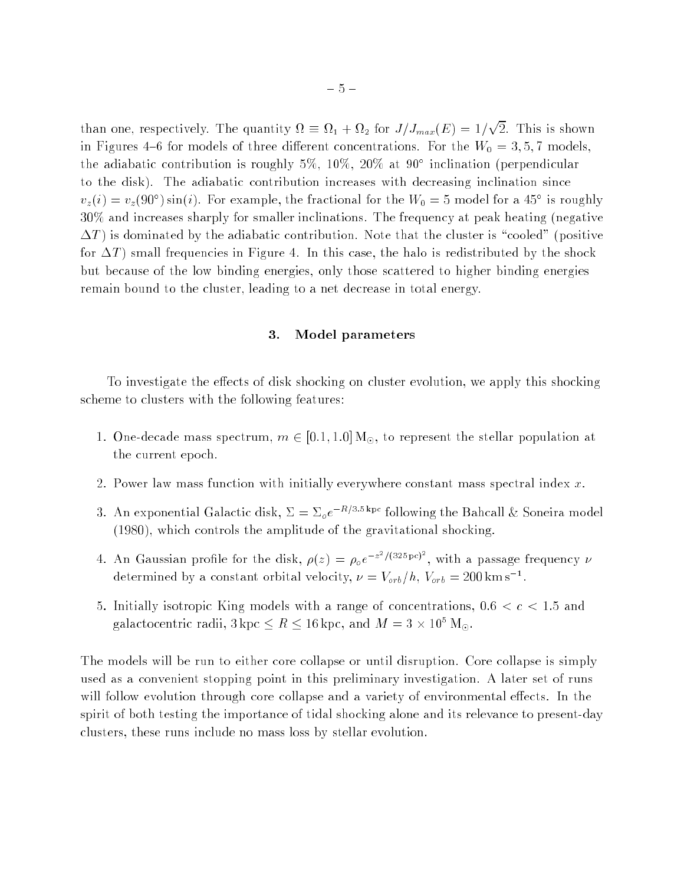than one, respectively. The quantity $\Omega \equiv \Omega_1 + \Omega_2$ for $J/J_{max}(E) = 1/\sqrt{2}$. This is shown in Figures 4–6 for models of three different concentrations. For the $W_0 = 3, 5, 7$ models, the adiabatic contribution is roughly 5%, 10%, 20% at 90° inclination (perpendicular to the disk). The adiabatic contribution increases with decreasing inclination since $v_z(i) = v_z(90^\circ)\sin(i)$. For example, the fractional for the $W_0 = 5$ model for a 45° is roughly 30% and increases sharply for smaller inclinations. The frequency at peak heating (negative $\Delta T$) is dominated by the adiabatic contribution. Note that the cluster is "cooled" (positive for $\Delta T$) small frequencies in Figure 4. In this case, the halo is redistributed by the shock but because of the low binding energies, only those scattered to higher binding energies remain bound to the cluster, leading to a net decrease in total energy.

## 3. Model parameters

To investigate the effects of disk shocking on cluster evolution, we apply this shocking scheme to clusters with the following features:

1. One-decade mass spectrum, $m \in [0.1, 1.0]\,\mathrm{M}_\odot$, to represent the stellar population at the current epoch.
2. Power law mass function with initially everywhere constant mass spectral index $x$.
3. An exponential Galactic disk, $\Sigma = \Sigma_o e^{-R/3.5\,\mathrm{kpc}}$ following the Bahcall & Soneira model (1980), which controls the amplitude of the gravitational shocking.
4. An Gaussian profile for the disk, $\rho(z) = \rho_o e^{-z^2/(325\,\mathrm{pc})^2}$, with a passage frequency $\nu$ determined by a constant orbital velocity, $\nu = V_{orb}/h$, $V_{orb} = 200\,\mathrm{km\,s^{-1}}$.
5. Initially isotropic King models with a range of concentrations, $0.6 < c < 1.5$ and galactocentric radii, $3\,\mathrm{kpc} \le R \le 16\,\mathrm{kpc}$, and $M = 3 \times 10^5\,\mathrm{M}_\odot$.

The models will be run to either core collapse or until disruption. Core collapse is simply used as a convenient stopping point in this preliminary investigation. A later set of runs will follow evolution through core collapse and a variety of environmental effects. In the spirit of both testing the importance of tidal shocking alone and its relevance to present-day clusters, these runs include no mass loss by stellar evolution.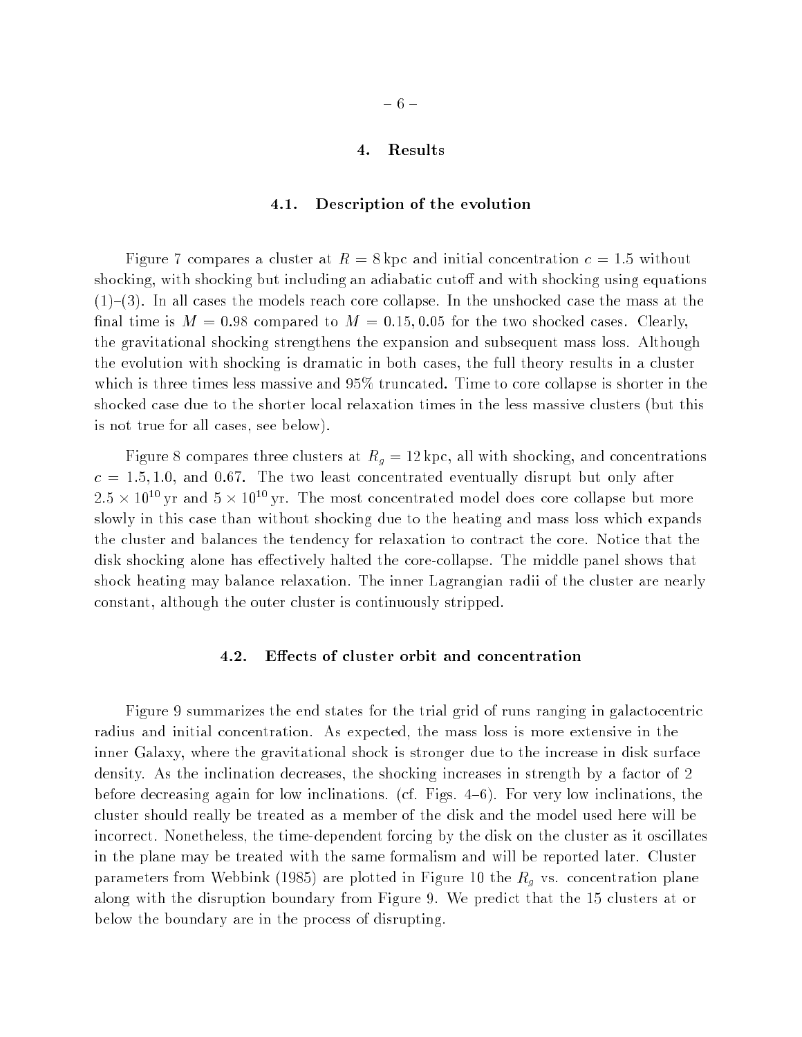## 4. Results

### 4.1. Description of the evolution

Figure 7 compares a cluster at $R = 8$ kpc and initial concentration $c = 1.5$ without shocking, with shocking but including an adiabatic cutoff and with shocking using equations (1)–(3). In all cases the models reach core collapse. In the unshocked case the mass at the final time is $M = 0.98$ compared to $M = 0.15, 0.05$ for the two shocked cases. Clearly, the gravitational shocking strengthens the expansion and subsequent mass loss. Although the evolution with shocking is dramatic in both cases, the full theory results in a cluster which is three times less massive and 95% truncated. Time to core collapse is shorter in the shocked case due to the shorter local relaxation times in the less massive clusters (but this is not true for all cases, see below).

Figure 8 compares three clusters at $R_g = 12$ kpc, all with shocking, and concentrations $c = 1.5, 1.0$, and $0.67$. The two least concentrated eventually disrupt but only after $2.5 \times 10^{10}$ yr and $5 \times 10^{10}$ yr. The most concentrated model does core collapse but more slowly in this case than without shocking due to the heating and mass loss which expands the cluster and balances the tendency for relaxation to contract the core. Notice that the disk shocking alone has effectively halted the core-collapse. The middle panel shows that shock heating may balance relaxation. The inner Lagrangian radii of the cluster are nearly constant, although the outer cluster is continuously stripped.

### 4.2. Effects of cluster orbit and concentration

Figure 9 summarizes the end states for the trial grid of runs ranging in galactocentric radius and initial concentration. As expected, the mass loss is more extensive in the inner Galaxy, where the gravitational shock is stronger due to the increase in disk surface density. As the inclination decreases, the shocking increases in strength by a factor of 2 before decreasing again for low inclinations. (cf. Figs. 4–6). For very low inclinations, the cluster should really be treated as a member of the disk and the model used here will be incorrect. Nonetheless, the time-dependent forcing by the disk on the cluster as it oscillates in the plane may be treated with the same formalism and will be reported later. Cluster parameters from Webbink (1985) are plotted in Figure 10 the $R_g$ vs. concentration plane along with the disruption boundary from Figure 9. We predict that the 15 clusters at or below the boundary are in the process of disrupting.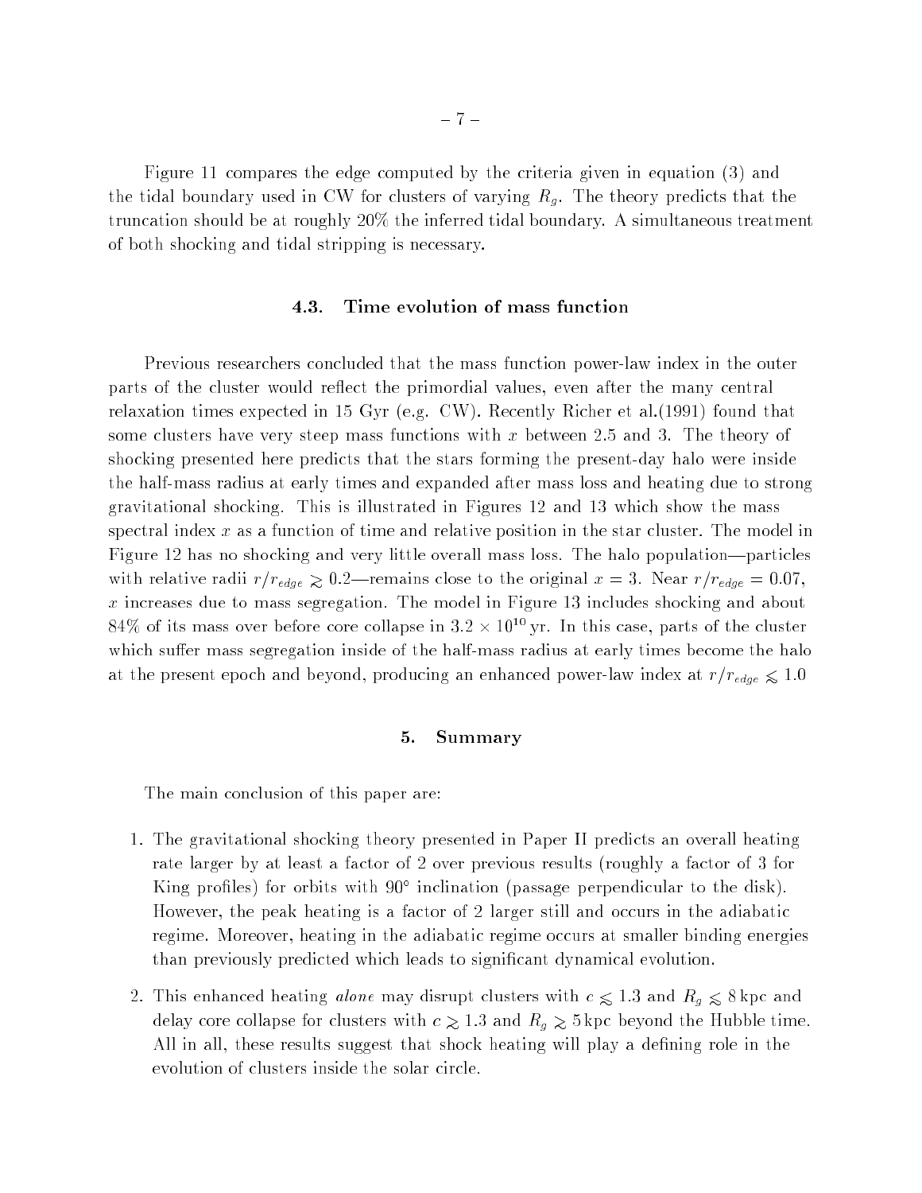Figure 11 compares the edge computed by the criteria given in equation (3) and the tidal boundary used in CW for clusters of varying $R_g$. The theory predicts that the truncation should be at roughly 20% the inferred tidal boundary. A simultaneous treatment of both shocking and tidal stripping is necessary.

### 4.3. Time evolution of mass function

Previous researchers concluded that the mass function power-law index in the outer parts of the cluster would reflect the primordial values, even after the many central relaxation times expected in 15 Gyr (e.g. CW). Recently Richer et al.(1991) found that some clusters have very steep mass functions with $x$ between 2.5 and 3. The theory of shocking presented here predicts that the stars forming the present-day halo were inside the half-mass radius at early times and expanded after mass loss and heating due to strong gravitational shocking. This is illustrated in Figures 12 and 13 which show the mass spectral index $x$ as a function of time and relative position in the star cluster. The model in Figure 12 has no shocking and very little overall mass loss. The halo population—particles with relative radii $r/r_{edge} \gtrsim 0.2$—remains close to the original $x = 3$. Near $r/r_{edge} = 0.07$, $x$ increases due to mass segregation. The model in Figure 13 includes shocking and about 84% of its mass over before core collapse in $3.2 \times 10^{10}$ yr. In this case, parts of the cluster which suffer mass segregation inside of the half-mass radius at early times become the halo at the present epoch and beyond, producing an enhanced power-law index at $r/r_{edge} \lesssim 1.0$

## 5. Summary

The main conclusion of this paper are:

1. The gravitational shocking theory presented in Paper II predicts an overall heating rate larger by at least a factor of 2 over previous results (roughly a factor of 3 for King profiles) for orbits with $90^\circ$ inclination (passage perpendicular to the disk). However, the peak heating is a factor of 2 larger still and occurs in the adiabatic regime. Moreover, heating in the adiabatic regime occurs at smaller binding energies than previously predicted which leads to significant dynamical evolution.
2. This enhanced heating *alone* may disrupt clusters with $c \lesssim 1.3$ and $R_g \lesssim 8$ kpc and delay core collapse for clusters with $c \gtrsim 1.3$ and $R_g \gtrsim 5$ kpc beyond the Hubble time. All in all, these results suggest that shock heating will play a defining role in the evolution of clusters inside the solar circle.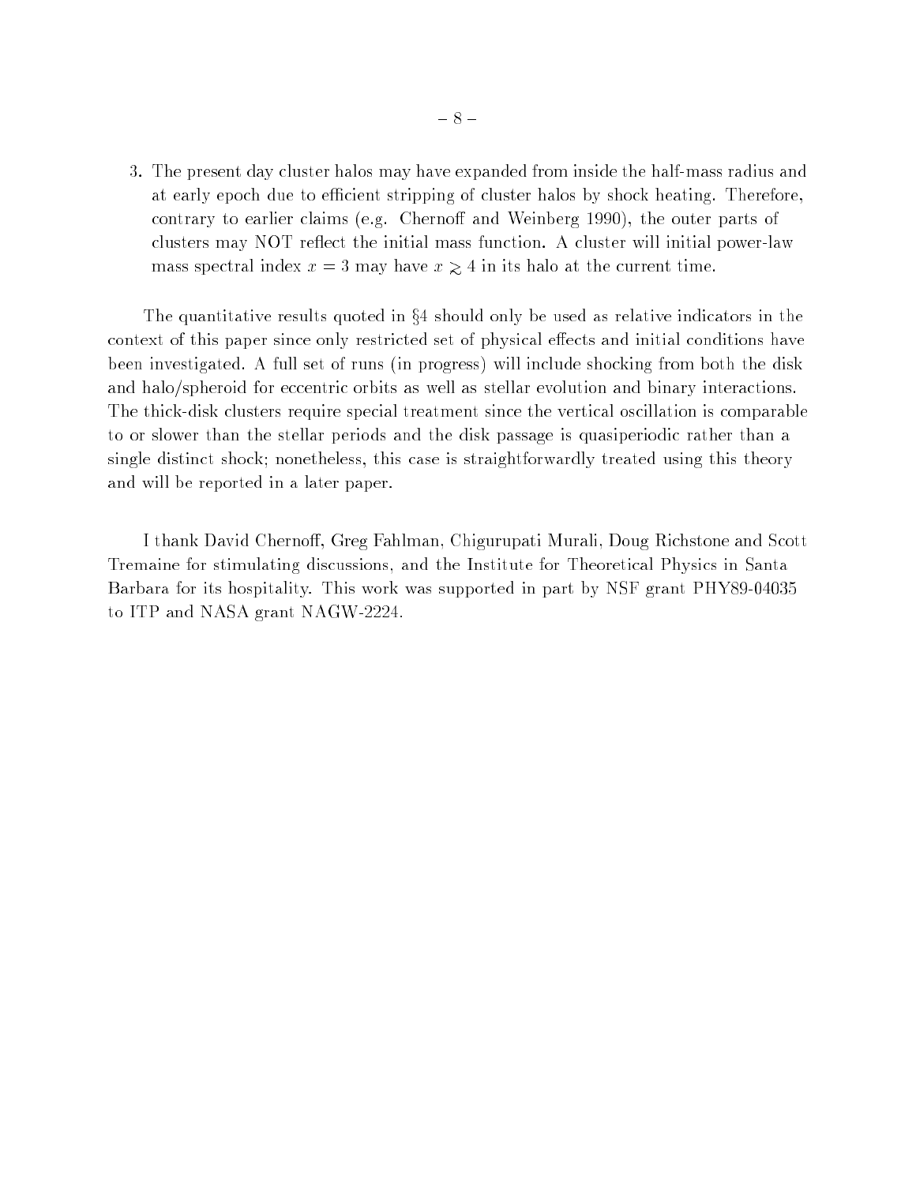3. The present day cluster halos may have expanded from inside the half-mass radius and at early epoch due to efficient stripping of cluster halos by shock heating. Therefore, contrary to earlier claims (e.g. Chernoff and Weinberg 1990), the outer parts of clusters may NOT reflect the initial mass function. A cluster will initial power-law mass spectral index $x = 3$ may have $x \gtrsim 4$ in its halo at the current time.

The quantitative results quoted in §4 should only be used as relative indicators in the context of this paper since only restricted set of physical effects and initial conditions have been investigated. A full set of runs (in progress) will include shocking from both the disk and halo/spheroid for eccentric orbits as well as stellar evolution and binary interactions. The thick-disk clusters require special treatment since the vertical oscillation is comparable to or slower than the stellar periods and the disk passage is quasiperiodic rather than a single distinct shock; nonetheless, this case is straightforwardly treated using this theory and will be reported in a later paper.

I thank David Chernoff, Greg Fahlman, Chigurupati Murali, Doug Richstone and Scott Tremaine for stimulating discussions, and the Institute for Theoretical Physics in Santa Barbara for its hospitality. This work was supported in part by NSF grant PHY89-04035 to ITP and NASA grant NAGW-2224.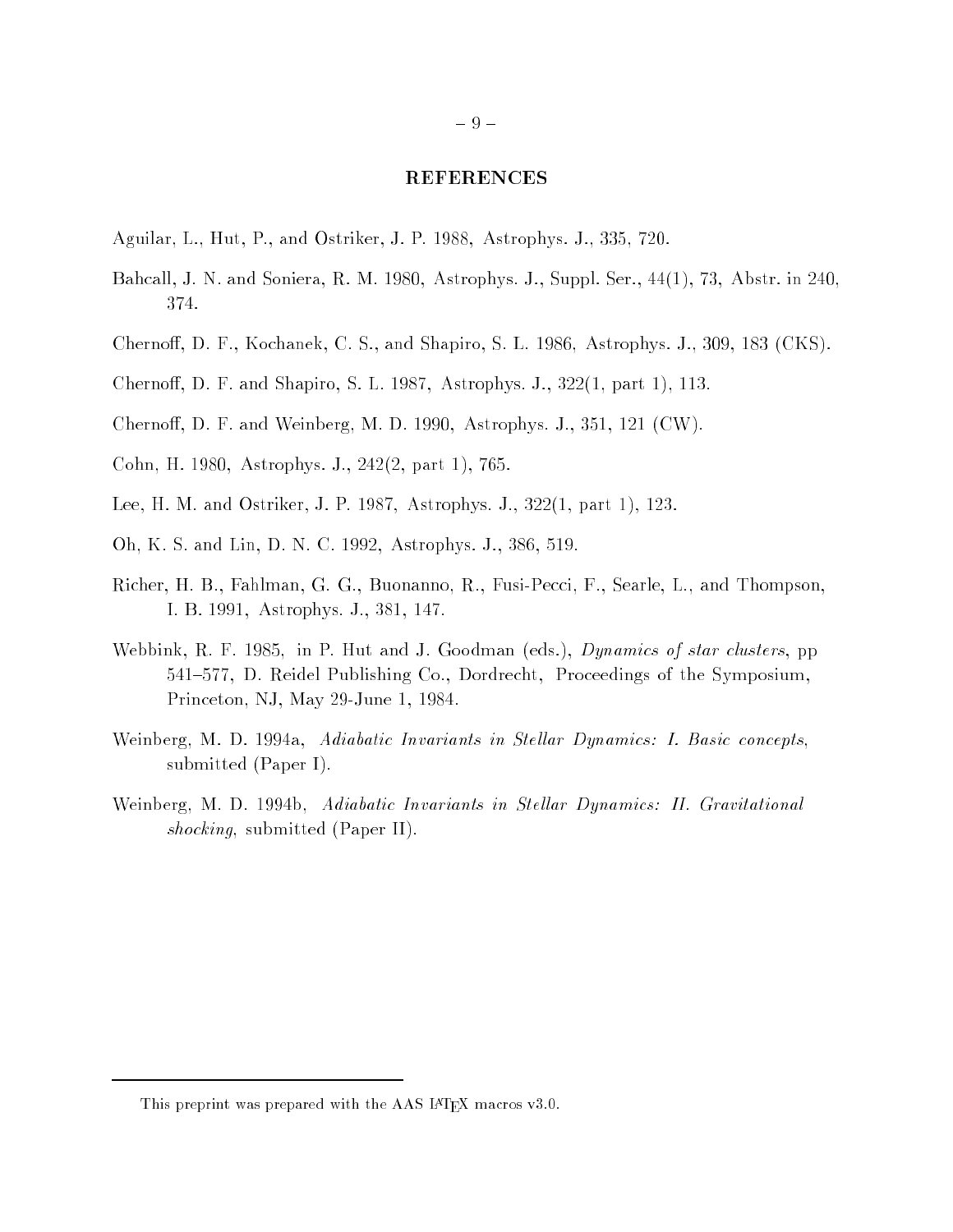## REFERENCES

Aguilar, L., Hut, P., and Ostriker, J. P. 1988, Astrophys. J., 335, 720.

Bahcall, J. N. and Soniera, R. M. 1980, Astrophys. J., Suppl. Ser., 44(1), 73, Abstr. in 240, 374.

Chernoff, D. F., Kochanek, C. S., and Shapiro, S. L. 1986, Astrophys. J., 309, 183 (CKS).

Chernoff, D. F. and Shapiro, S. L. 1987, Astrophys. J., 322(1, part 1), 113.

Chernoff, D. F. and Weinberg, M. D. 1990, Astrophys. J., 351, 121 (CW).

Cohn, H. 1980, Astrophys. J., 242(2, part 1), 765.

Lee, H. M. and Ostriker, J. P. 1987, Astrophys. J., 322(1, part 1), 123.

Oh, K. S. and Lin, D. N. C. 1992, Astrophys. J., 386, 519.

Richer, H. B., Fahlman, G. G., Buonanno, R., Fusi-Pecci, F., Searle, L., and Thompson, I. B. 1991, Astrophys. J., 381, 147.

Webbink, R. F. 1985, in P. Hut and J. Goodman (eds.), *Dynamics of star clusters*, pp 541–577, D. Reidel Publishing Co., Dordrecht, Proceedings of the Symposium, Princeton, NJ, May 29-June 1, 1984.

Weinberg, M. D. 1994a, *Adiabatic Invariants in Stellar Dynamics: I. Basic concepts*, submitted (Paper I).

Weinberg, M. D. 1994b, *Adiabatic Invariants in Stellar Dynamics: II. Gravitational shocking*, submitted (Paper II).

---

This preprint was prepared with the AAS LaTeX macros v3.0.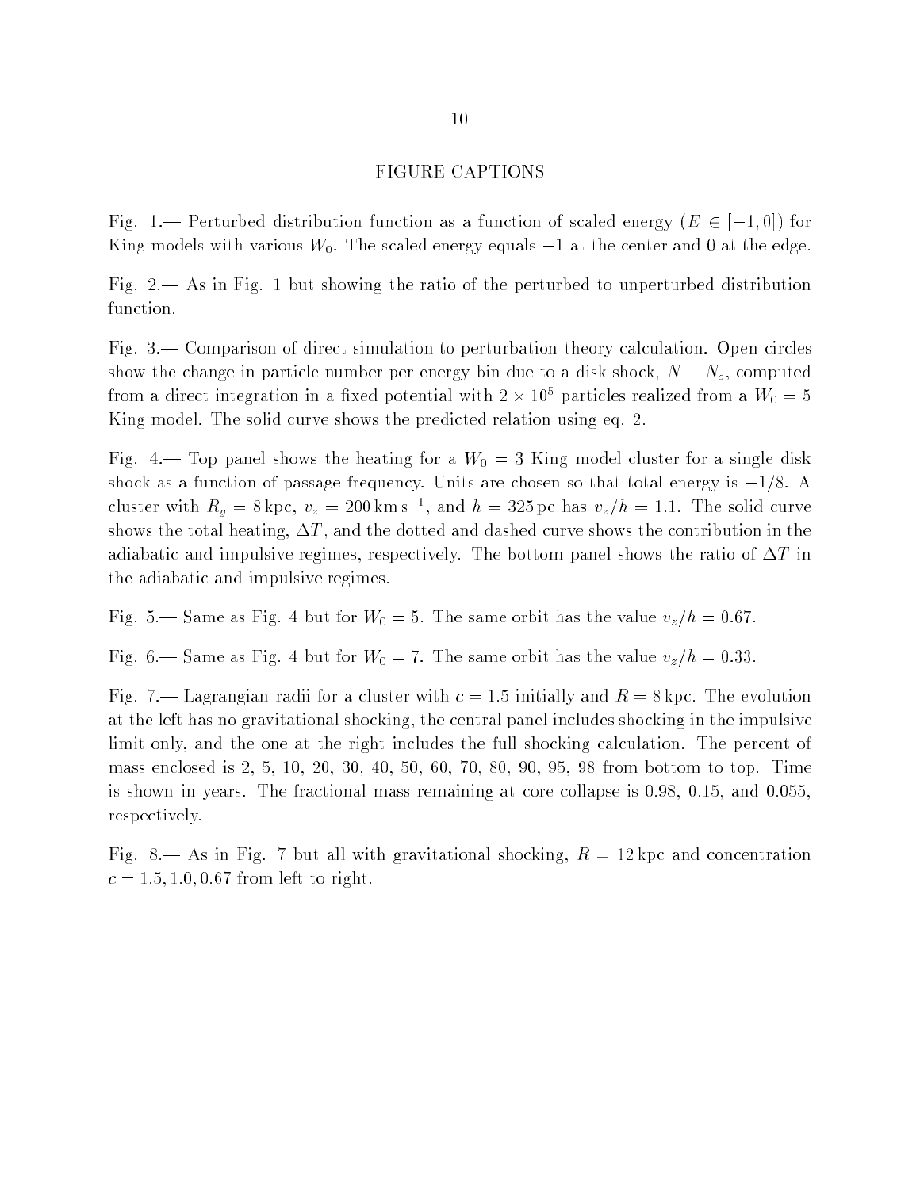## FIGURE CAPTIONS

Fig. 1.— Perturbed distribution function as a function of scaled energy ($E \in [-1, 0]$) for King models with various $W_0$. The scaled energy equals $-1$ at the center and 0 at the edge.

Fig. 2.— As in Fig. 1 but showing the ratio of the perturbed to unperturbed distribution function.

Fig. 3.— Comparison of direct simulation to perturbation theory calculation. Open circles show the change in particle number per energy bin due to a disk shock, $N - N_o$, computed from a direct integration in a fixed potential with $2 \times 10^5$ particles realized from a $W_0 = 5$ King model. The solid curve shows the predicted relation using eq. 2.

Fig. 4.— Top panel shows the heating for a $W_0 = 3$ King model cluster for a single disk shock as a function of passage frequency. Units are chosen so that total energy is $-1/8$. A cluster with $R_g = 8\,\mathrm{kpc}$, $v_z = 200\,\mathrm{km\,s^{-1}}$, and $h = 325\,\mathrm{pc}$ has $v_z/h = 1.1$. The solid curve shows the total heating, $\Delta T$, and the dotted and dashed curve shows the contribution in the adiabatic and impulsive regimes, respectively. The bottom panel shows the ratio of $\Delta T$ in the adiabatic and impulsive regimes.

Fig. 5.— Same as Fig. 4 but for $W_0 = 5$. The same orbit has the value $v_z/h = 0.67$.

Fig. 6.— Same as Fig. 4 but for $W_0 = 7$. The same orbit has the value $v_z/h = 0.33$.

Fig. 7.— Lagrangian radii for a cluster with $c = 1.5$ initially and $R = 8\,\mathrm{kpc}$. The evolution at the left has no gravitational shocking, the central panel includes shocking in the impulsive limit only, and the one at the right includes the full shocking calculation. The percent of mass enclosed is 2, 5, 10, 20, 30, 40, 50, 60, 70, 80, 90, 95, 98 from bottom to top. Time is shown in years. The fractional mass remaining at core collapse is 0.98, 0.15, and 0.055, respectively.

Fig. 8.— As in Fig. 7 but all with gravitational shocking, $R = 12\,\mathrm{kpc}$ and concentration $c = 1.5, 1.0, 0.67$ from left to right.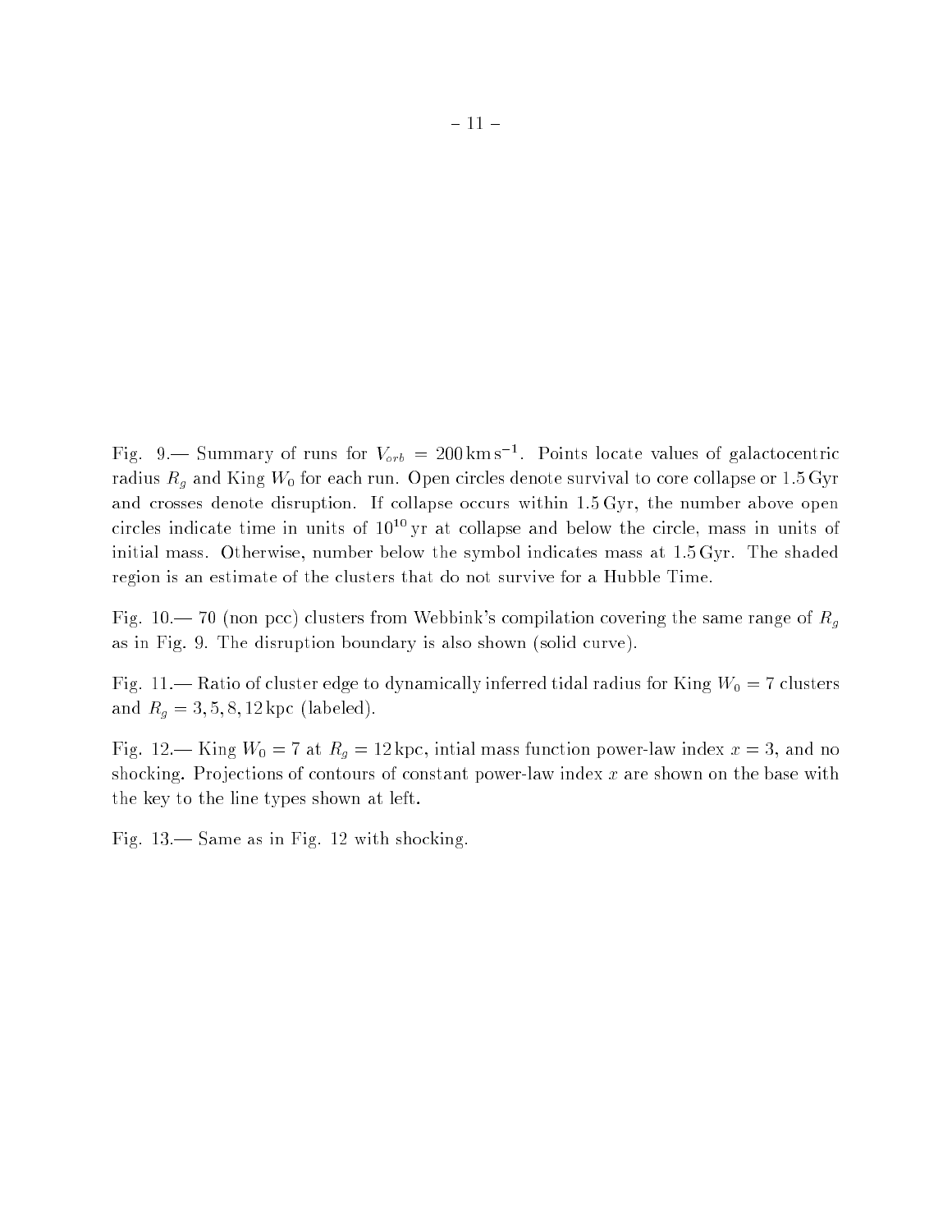Fig. 9.— Summary of runs for $V_{orb} = 200\,\mathrm{km\,s^{-1}}$. Points locate values of galactocentric radius $R_g$ and King $W_0$ for each run. Open circles denote survival to core collapse or 1.5 Gyr and crosses denote disruption. If collapse occurs within 1.5 Gyr, the number above open circles indicate time in units of $10^{10}$ yr at collapse and below the circle, mass in units of initial mass. Otherwise, number below the symbol indicates mass at 1.5 Gyr. The shaded region is an estimate of the clusters that do not survive for a Hubble Time.

Fig. 10.— 70 (non pcc) clusters from Webbink's compilation covering the same range of $R_g$ as in Fig. 9. The disruption boundary is also shown (solid curve).

Fig. 11.— Ratio of cluster edge to dynamically inferred tidal radius for King $W_0 = 7$ clusters and $R_g = 3, 5, 8, 12$ kpc (labeled).

Fig. 12.— King $W_0 = 7$ at $R_g = 12$ kpc, intial mass function power-law index $x = 3$, and no shocking. Projections of contours of constant power-law index $x$ are shown on the base with the key to the line types shown at left.

Fig. 13.— Same as in Fig. 12 with shocking.